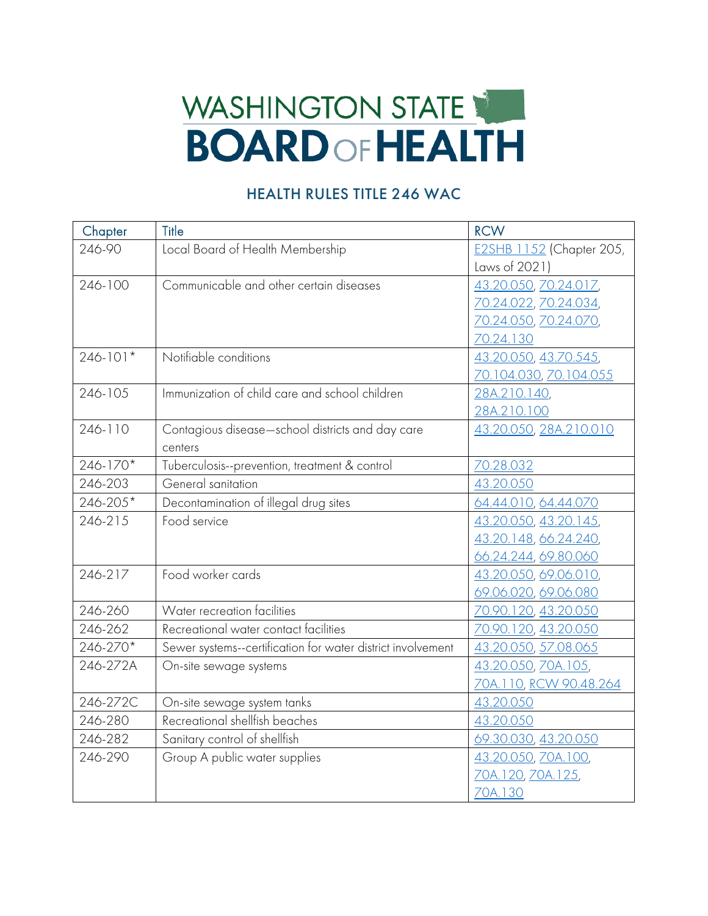# WASHINGTON STATE BOARD OF HEALTH

## HEALTH RULES TITLE 246 WAC

| Chapter | Title | RCW |
|---|---|---|
| 246-90 | Local Board of Health Membership | E2SHB 1152 (Chapter 205, Laws of 2021) |
| 246-100 | Communicable and other certain diseases | 43.20.050, 70.24.017, 70.24.022, 70.24.034, 70.24.050, 70.24.070, 70.24.130 |
| 246-101* | Notifiable conditions | 43.20.050, 43.70.545, 70.104.030, 70.104.055 |
| 246-105 | Immunization of child care and school children | 28A.210.140, 28A.210.100 |
| 246-110 | Contagious disease—school districts and day care centers | 43.20.050, 28A.210.010 |
| 246-170* | Tuberculosis--prevention, treatment & control | 70.28.032 |
| 246-203 | General sanitation | 43.20.050 |
| 246-205* | Decontamination of illegal drug sites | 64.44.010, 64.44.070 |
| 246-215 | Food service | 43.20.050, 43.20.145, 43.20.148, 66.24.240, 66.24.244, 69.80.060 |
| 246-217 | Food worker cards | 43.20.050, 69.06.010, 69.06.020, 69.06.080 |
| 246-260 | Water recreation facilities | 70.90.120, 43.20.050 |
| 246-262 | Recreational water contact facilities | 70.90.120, 43.20.050 |
| 246-270* | Sewer systems--certification for water district involvement | 43.20.050, 57.08.065 |
| 246-272A | On-site sewage systems | 43.20.050, 70A.105, 70A.110, RCW 90.48.264 |
| 246-272C | On-site sewage system tanks | 43.20.050 |
| 246-280 | Recreational shellfish beaches | 43.20.050 |
| 246-282 | Sanitary control of shellfish | 69.30.030, 43.20.050 |
| 246-290 | Group A public water supplies | 43.20.050, 70A.100, 70A.120, 70A.125, 70A.130 |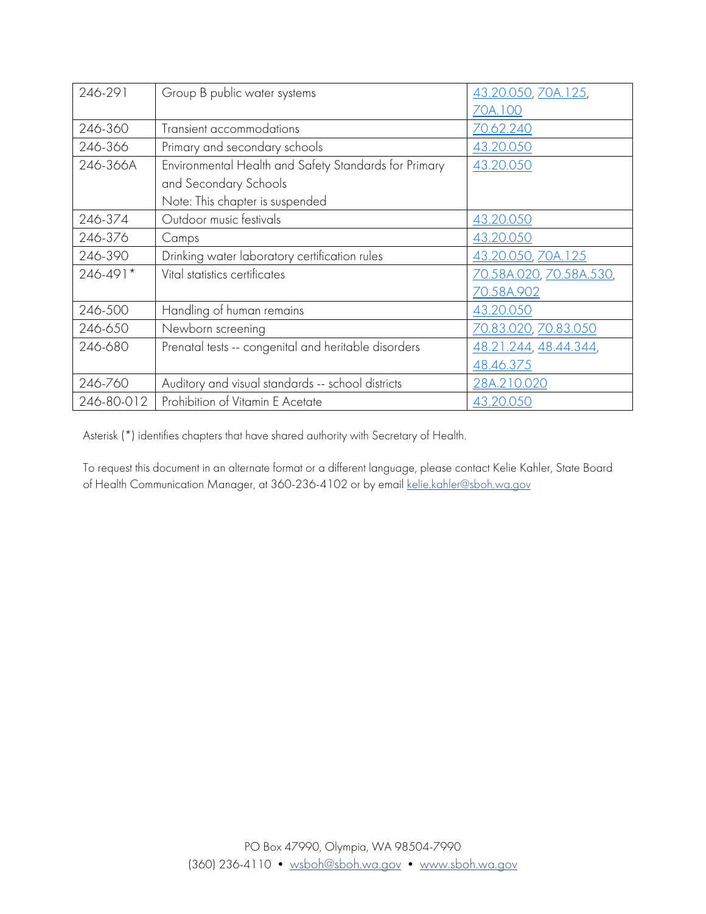| | | |
|---|---|---|
| 246-291 | Group B public water systems | 43.20.050, 70A.125, 70A.100 |
| 246-360 | Transient accommodations | 70.62.240 |
| 246-366 | Primary and secondary schools | 43.20.050 |
| 246-366A | Environmental Health and Safety Standards for Primary and Secondary Schools<br>Note: This chapter is suspended | 43.20.050 |
| 246-374 | Outdoor music festivals | 43.20.050 |
| 246-376 | Camps | 43.20.050 |
| 246-390 | Drinking water laboratory certification rules | 43.20.050, 70A.125 |
| 246-491* | Vital statistics certificates | 70.58A.020, 70.58A.530, 70.58A.902 |
| 246-500 | Handling of human remains | 43.20.050 |
| 246-650 | Newborn screening | 70.83.020, 70.83.050 |
| 246-680 | Prenatal tests -- congenital and heritable disorders | 48.21.244, 48.44.344, 48.46.375 |
| 246-760 | Auditory and visual standards -- school districts | 28A.210.020 |
| 246-80-012 | Prohibition of Vitamin E Acetate | 43.20.050 |

Asterisk (*) identifies chapters that have shared authority with Secretary of Health.

To request this document in an alternate format or a different language, please contact Kelie Kahler, State Board of Health Communication Manager, at 360-236-4102 or by email kelie.kahler@sboh.wa.gov

PO Box 47990, Olympia, WA 98504-7990
(360) 236-4110 • wsboh@sboh.wa.gov • www.sboh.wa.gov